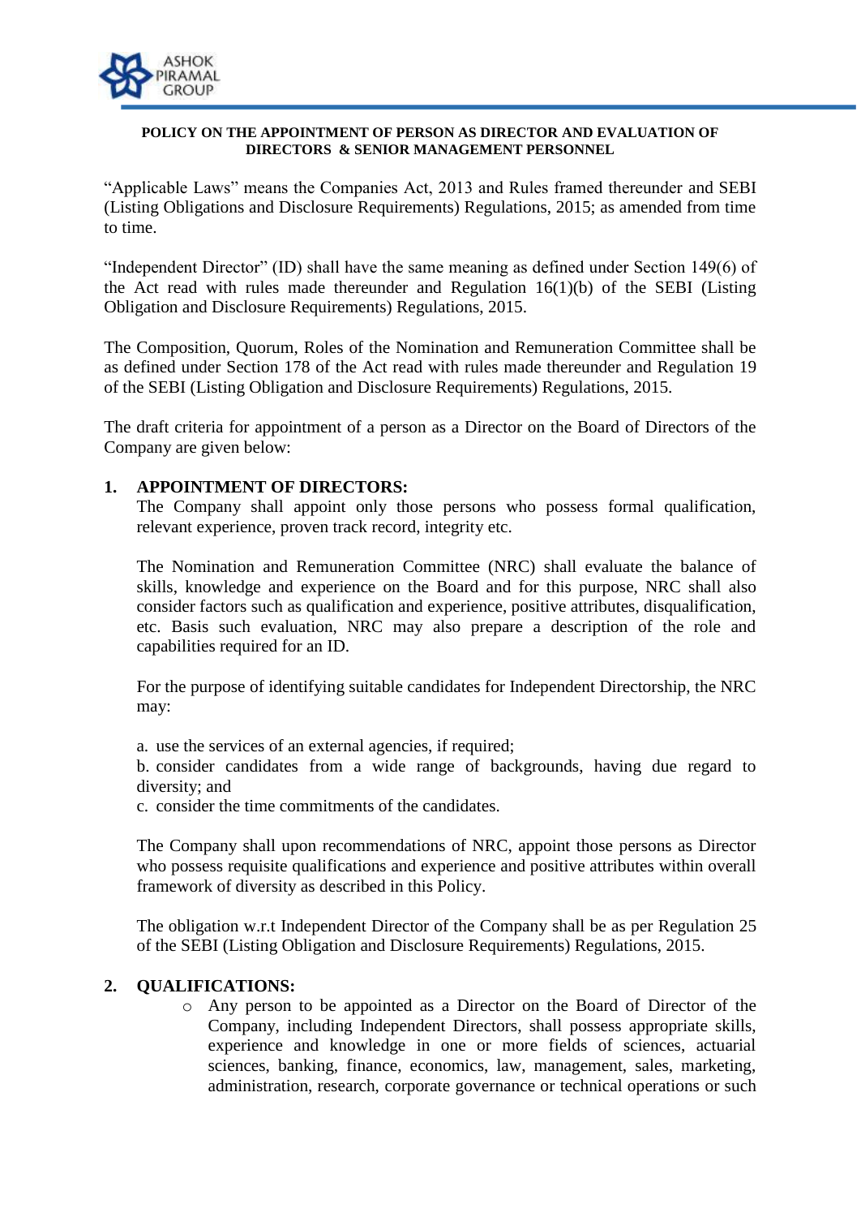**POLICY ON THE APPOINTMENT OF PERSON AS DIRECTOR AND EVALUATION OF DIRECTORS & SENIOR MANAGEMENT PERSONNEL**

"Applicable Laws" means the Companies Act, 2013 and Rules framed thereunder and SEBI (Listing Obligations and Disclosure Requirements) Regulations, 2015; as amended from time to time.

"Independent Director" (ID) shall have the same meaning as defined under Section 149(6) of the Act read with rules made thereunder and Regulation 16(1)(b) of the SEBI (Listing Obligation and Disclosure Requirements) Regulations, 2015.

The Composition, Quorum, Roles of the Nomination and Remuneration Committee shall be as defined under Section 178 of the Act read with rules made thereunder and Regulation 19 of the SEBI (Listing Obligation and Disclosure Requirements) Regulations, 2015.

The draft criteria for appointment of a person as a Director on the Board of Directors of the Company are given below:

## 1. APPOINTMENT OF DIRECTORS:

The Company shall appoint only those persons who possess formal qualification, relevant experience, proven track record, integrity etc.

The Nomination and Remuneration Committee (NRC) shall evaluate the balance of skills, knowledge and experience on the Board and for this purpose, NRC shall also consider factors such as qualification and experience, positive attributes, disqualification, etc. Basis such evaluation, NRC may also prepare a description of the role and capabilities required for an ID.

For the purpose of identifying suitable candidates for Independent Directorship, the NRC may:

a. use the services of an external agencies, if required;

b. consider candidates from a wide range of backgrounds, having due regard to diversity; and

c. consider the time commitments of the candidates.

The Company shall upon recommendations of NRC, appoint those persons as Director who possess requisite qualifications and experience and positive attributes within overall framework of diversity as described in this Policy.

The obligation w.r.t Independent Director of the Company shall be as per Regulation 25 of the SEBI (Listing Obligation and Disclosure Requirements) Regulations, 2015.

## 2. QUALIFICATIONS:

- Any person to be appointed as a Director on the Board of Director of the Company, including Independent Directors, shall possess appropriate skills, experience and knowledge in one or more fields of sciences, actuarial sciences, banking, finance, economics, law, management, sales, marketing, administration, research, corporate governance or technical operations or such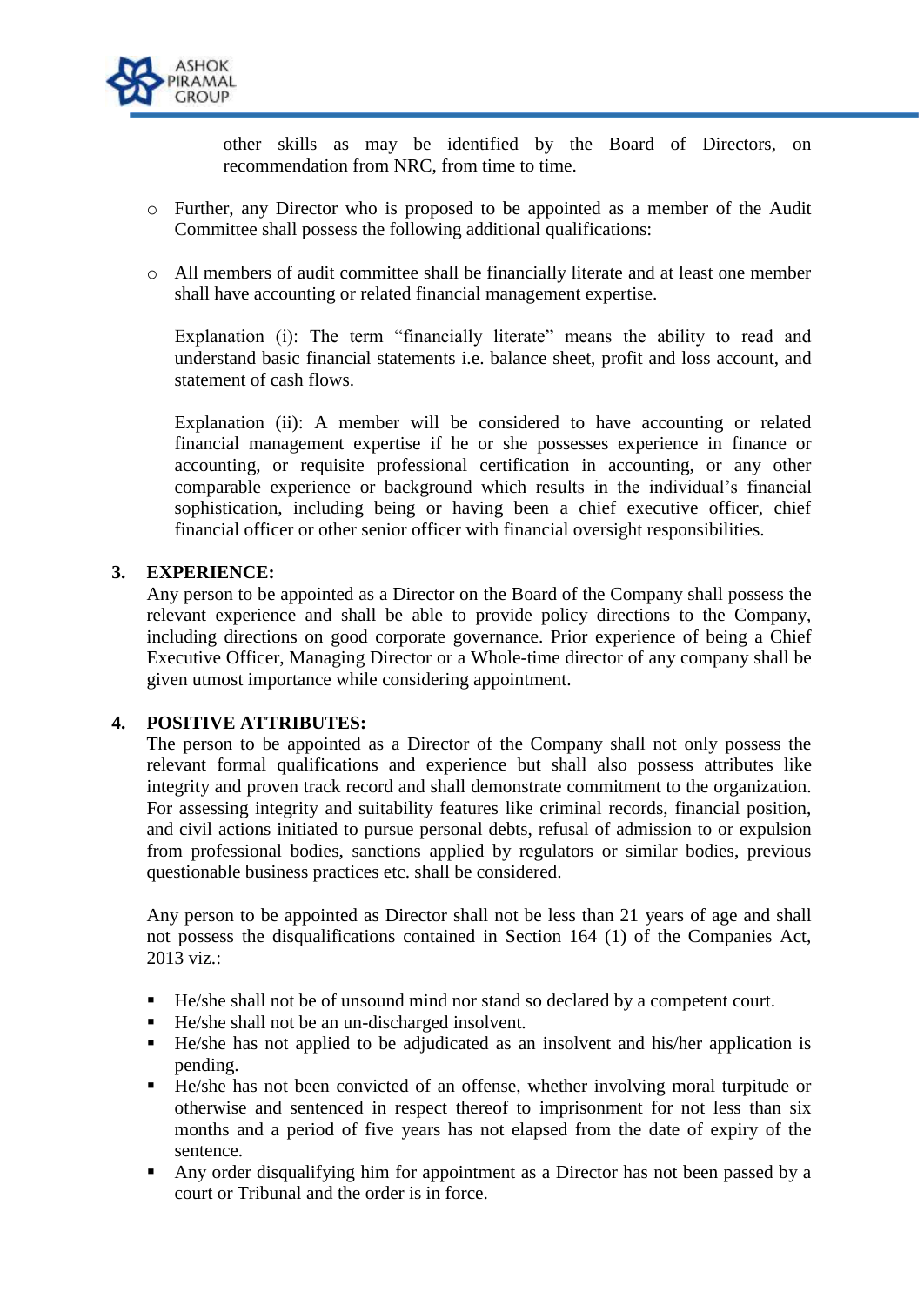other skills as may be identified by the Board of Directors, on recommendation from NRC, from time to time.

- Further, any Director who is proposed to be appointed as a member of the Audit Committee shall possess the following additional qualifications:

- All members of audit committee shall be financially literate and at least one member shall have accounting or related financial management expertise.

  Explanation (i): The term "financially literate" means the ability to read and understand basic financial statements i.e. balance sheet, profit and loss account, and statement of cash flows.

  Explanation (ii): A member will be considered to have accounting or related financial management expertise if he or she possesses experience in finance or accounting, or requisite professional certification in accounting, or any other comparable experience or background which results in the individual's financial sophistication, including being or having been a chief executive officer, chief financial officer or other senior officer with financial oversight responsibilities.

**3. EXPERIENCE:**

Any person to be appointed as a Director on the Board of the Company shall possess the relevant experience and shall be able to provide policy directions to the Company, including directions on good corporate governance. Prior experience of being a Chief Executive Officer, Managing Director or a Whole-time director of any company shall be given utmost importance while considering appointment.

**4. POSITIVE ATTRIBUTES:**

The person to be appointed as a Director of the Company shall not only possess the relevant formal qualifications and experience but shall also possess attributes like integrity and proven track record and shall demonstrate commitment to the organization. For assessing integrity and suitability features like criminal records, financial position, and civil actions initiated to pursue personal debts, refusal of admission to or expulsion from professional bodies, sanctions applied by regulators or similar bodies, previous questionable business practices etc. shall be considered.

Any person to be appointed as Director shall not be less than 21 years of age and shall not possess the disqualifications contained in Section 164 (1) of the Companies Act, 2013 viz.:

- He/she shall not be of unsound mind nor stand so declared by a competent court.
- He/she shall not be an un-discharged insolvent.
- He/she has not applied to be adjudicated as an insolvent and his/her application is pending.
- He/she has not been convicted of an offense, whether involving moral turpitude or otherwise and sentenced in respect thereof to imprisonment for not less than six months and a period of five years has not elapsed from the date of expiry of the sentence.
- Any order disqualifying him for appointment as a Director has not been passed by a court or Tribunal and the order is in force.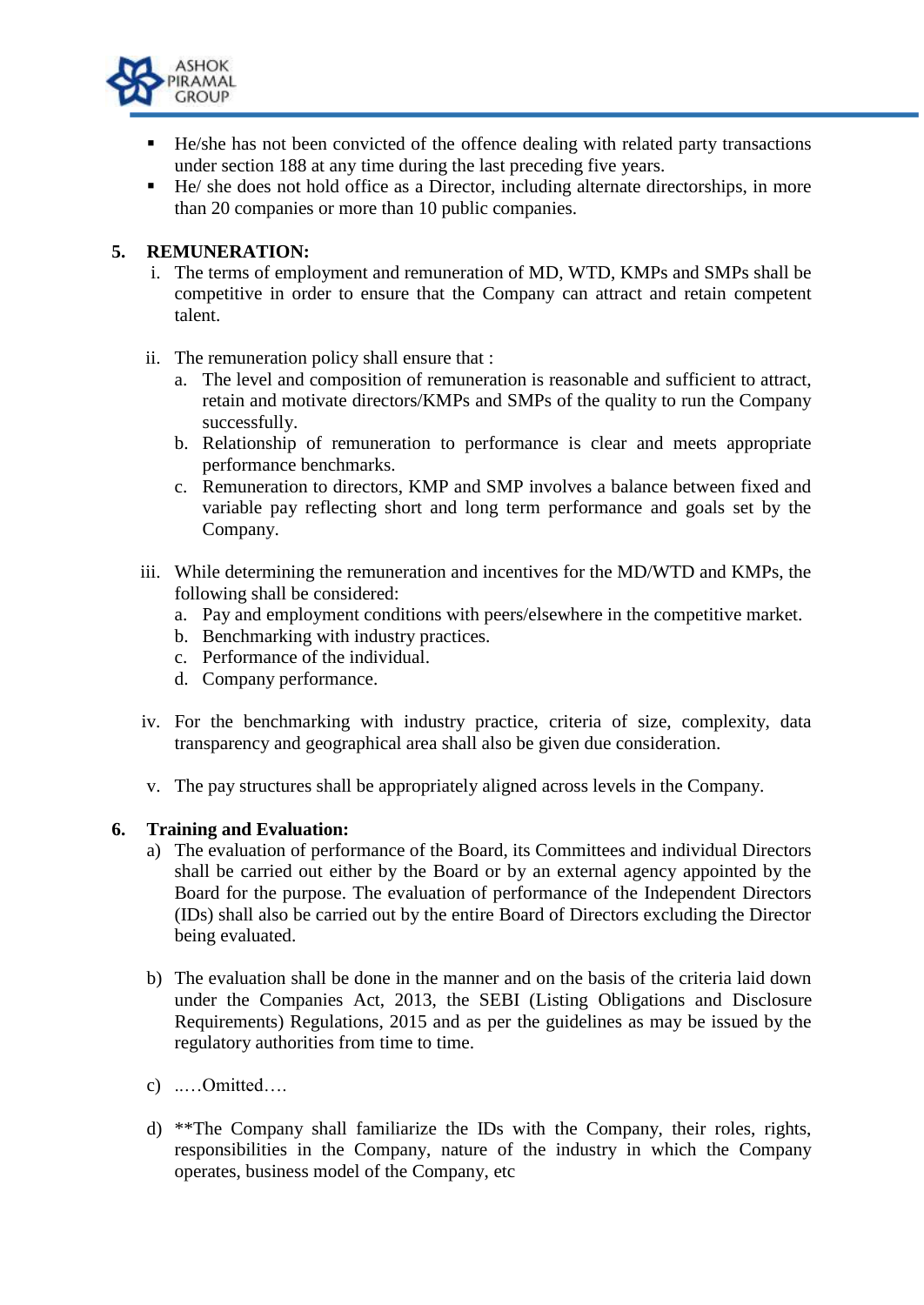- He/she has not been convicted of the offence dealing with related party transactions under section 188 at any time during the last preceding five years.
- He/ she does not hold office as a Director, including alternate directorships, in more than 20 companies or more than 10 public companies.

## 5. REMUNERATION:

i. The terms of employment and remuneration of MD, WTD, KMPs and SMPs shall be competitive in order to ensure that the Company can attract and retain competent talent.

ii. The remuneration policy shall ensure that :
   a. The level and composition of remuneration is reasonable and sufficient to attract, retain and motivate directors/KMPs and SMPs of the quality to run the Company successfully.
   b. Relationship of remuneration to performance is clear and meets appropriate performance benchmarks.
   c. Remuneration to directors, KMP and SMP involves a balance between fixed and variable pay reflecting short and long term performance and goals set by the Company.

iii. While determining the remuneration and incentives for the MD/WTD and KMPs, the following shall be considered:
   a. Pay and employment conditions with peers/elsewhere in the competitive market.
   b. Benchmarking with industry practices.
   c. Performance of the individual.
   d. Company performance.

iv. For the benchmarking with industry practice, criteria of size, complexity, data transparency and geographical area shall also be given due consideration.

v. The pay structures shall be appropriately aligned across levels in the Company.

## 6. Training and Evaluation:

a) The evaluation of performance of the Board, its Committees and individual Directors shall be carried out either by the Board or by an external agency appointed by the Board for the purpose. The evaluation of performance of the Independent Directors (IDs) shall also be carried out by the entire Board of Directors excluding the Director being evaluated.

b) The evaluation shall be done in the manner and on the basis of the criteria laid down under the Companies Act, 2013, the SEBI (Listing Obligations and Disclosure Requirements) Regulations, 2015 and as per the guidelines as may be issued by the regulatory authorities from time to time.

c) ..…Omitted….

d) **The Company shall familiarize the IDs with the Company, their roles, rights, responsibilities in the Company, nature of the industry in which the Company operates, business model of the Company, etc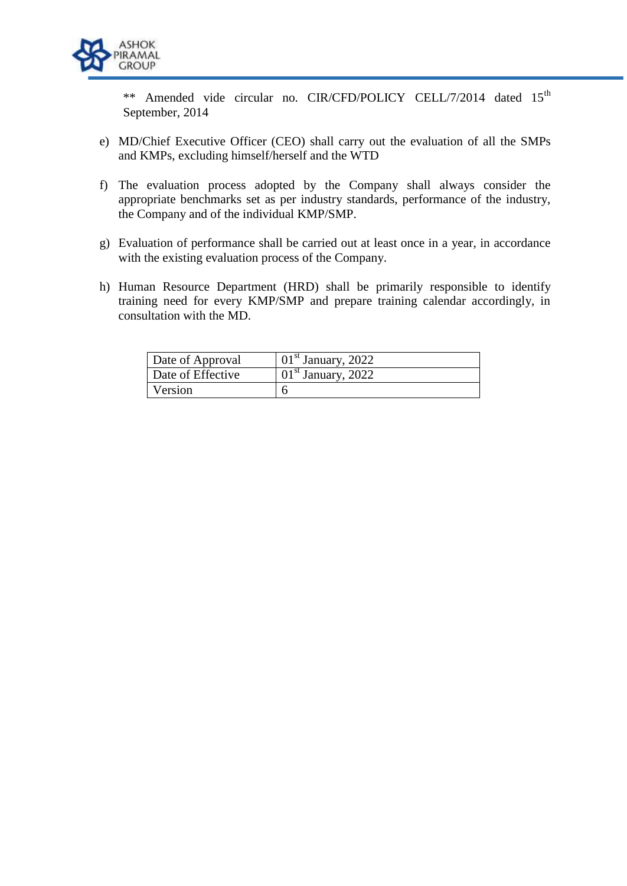** Amended vide circular no. CIR/CFD/POLICY CELL/7/2014 dated 15th September, 2014

e) MD/Chief Executive Officer (CEO) shall carry out the evaluation of all the SMPs and KMPs, excluding himself/herself and the WTD

f) The evaluation process adopted by the Company shall always consider the appropriate benchmarks set as per industry standards, performance of the industry, the Company and of the individual KMP/SMP.

g) Evaluation of performance shall be carried out at least once in a year, in accordance with the existing evaluation process of the Company.

h) Human Resource Department (HRD) shall be primarily responsible to identify training need for every KMP/SMP and prepare training calendar accordingly, in consultation with the MD.

| | |
|---|---|
| Date of Approval | 01st January, 2022 |
| Date of Effective | 01st January, 2022 |
| Version | 6 |